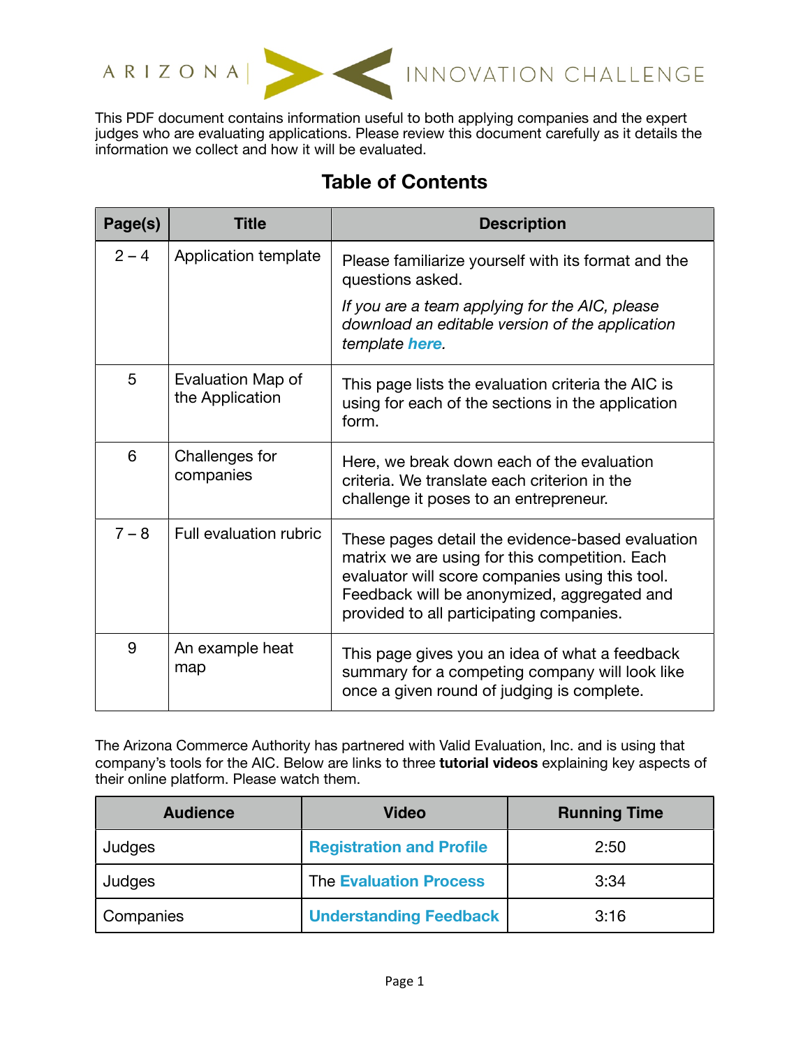# ARIZONA | INNOVATION CHALLENGE

This PDF document contains information useful to both applying companies and the expert judges who are evaluating applications. Please review this document carefully as it details the information we collect and how it will be evaluated.

## Table of Contents

| Page(s) | Title | Description |
|---|---|---|
| 2 – 4 | Application template | Please familiarize yourself with its format and the questions asked. *If you are a team applying for the AIC, please download an editable version of the application template* ***here****.* |
| 5 | Evaluation Map of the Application | This page lists the evaluation criteria the AIC is using for each of the sections in the application form. |
| 6 | Challenges for companies | Here, we break down each of the evaluation criteria. We translate each criterion in the challenge it poses to an entrepreneur. |
| 7 – 8 | Full evaluation rubric | These pages detail the evidence-based evaluation matrix we are using for this competition. Each evaluator will score companies using this tool. Feedback will be anonymized, aggregated and provided to all participating companies. |
| 9 | An example heat map | This page gives you an idea of what a feedback summary for a competing company will look like once a given round of judging is complete. |

The Arizona Commerce Authority has partnered with Valid Evaluation, Inc. and is using that company's tools for the AIC. Below are links to three **tutorial videos** explaining key aspects of their online platform. Please watch them.

| Audience | Video | Running Time |
|---|---|---|
| Judges | **Registration and Profile** | 2:50 |
| Judges | The **Evaluation Process** | 3:34 |
| Companies | **Understanding Feedback** | 3:16 |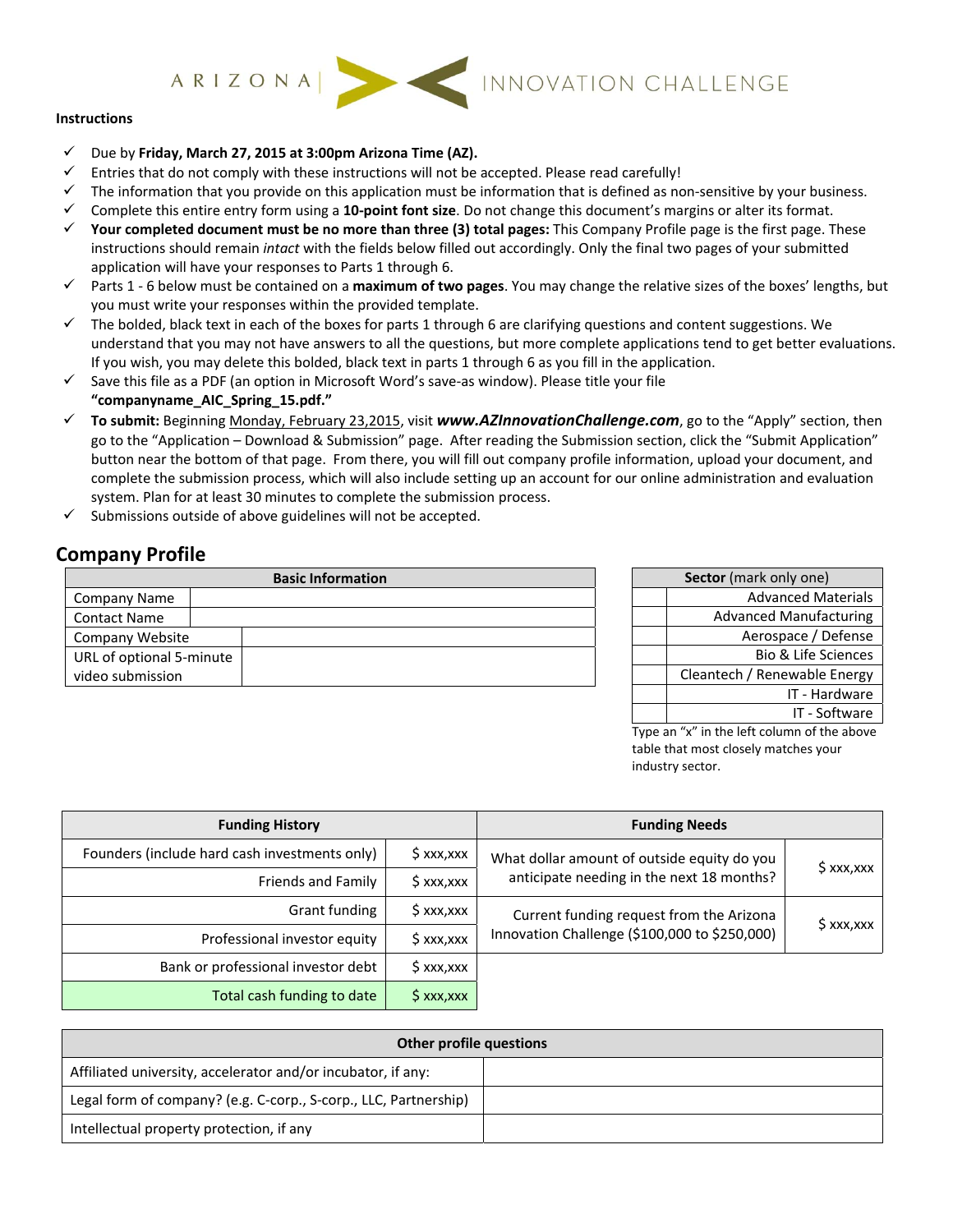ARIZONA | INNOVATION CHALLENGE

**Instructions**

- ✓ Due by **Friday, March 27, 2015 at 3:00pm Arizona Time (AZ).**
- ✓ Entries that do not comply with these instructions will not be accepted. Please read carefully!
- ✓ The information that you provide on this application must be information that is defined as non-sensitive by your business.
- ✓ Complete this entire entry form using a **10-point font size**. Do not change this document's margins or alter its format.
- ✓ **Your completed document must be no more than three (3) total pages:** This Company Profile page is the first page. These instructions should remain *intact* with the fields below filled out accordingly. Only the final two pages of your submitted application will have your responses to Parts 1 through 6.
- ✓ Parts 1 - 6 below must be contained on a **maximum of two pages**. You may change the relative sizes of the boxes' lengths, but you must write your responses within the provided template.
- ✓ The bolded, black text in each of the boxes for parts 1 through 6 are clarifying questions and content suggestions. We understand that you may not have answers to all the questions, but more complete applications tend to get better evaluations. If you wish, you may delete this bolded, black text in parts 1 through 6 as you fill in the application.
- ✓ Save this file as a PDF (an option in Microsoft Word's save-as window). Please title your file **"companyname_AIC_Spring_15.pdf."**
- ✓ **To submit:** Beginning Monday, February 23,2015, visit ***www.AZInnovationChallenge.com***, go to the "Apply" section, then go to the "Application – Download & Submission" page. After reading the Submission section, click the "Submit Application" button near the bottom of that page. From there, you will fill out company profile information, upload your document, and complete the submission process, which will also include setting up an account for our online administration and evaluation system. Plan for at least 30 minutes to complete the submission process.
- ✓ Submissions outside of above guidelines will not be accepted.

## Company Profile

| **Basic Information** | |
|---|---|
| Company Name | |
| Contact Name | |
| Company Website | |
| URL of optional 5-minute video submission | |

| | **Sector** (mark only one) |
|---|---|
| | Advanced Materials |
| | Advanced Manufacturing |
| | Aerospace / Defense |
| | Bio & Life Sciences |
| | Cleantech / Renewable Energy |
| | IT - Hardware |
| | IT - Software |

Type an "x" in the left column of the above table that most closely matches your industry sector.

| **Funding History** | |
|---|---|
| Founders (include hard cash investments only) | $ xxx,xxx |
| Friends and Family | $ xxx,xxx |
| Grant funding | $ xxx,xxx |
| Professional investor equity | $ xxx,xxx |
| Bank or professional investor debt | $ xxx,xxx |
| Total cash funding to date | $ xxx,xxx |

| **Funding Needs** | |
|---|---|
| What dollar amount of outside equity do you anticipate needing in the next 18 months? | $ xxx,xxx |
| Current funding request from the Arizona Innovation Challenge ($100,000 to $250,000) | $ xxx,xxx |

| **Other profile questions** | |
|---|---|
| Affiliated university, accelerator and/or incubator, if any: | |
| Legal form of company? (e.g. C-corp., S-corp., LLC, Partnership) | |
| Intellectual property protection, if any | |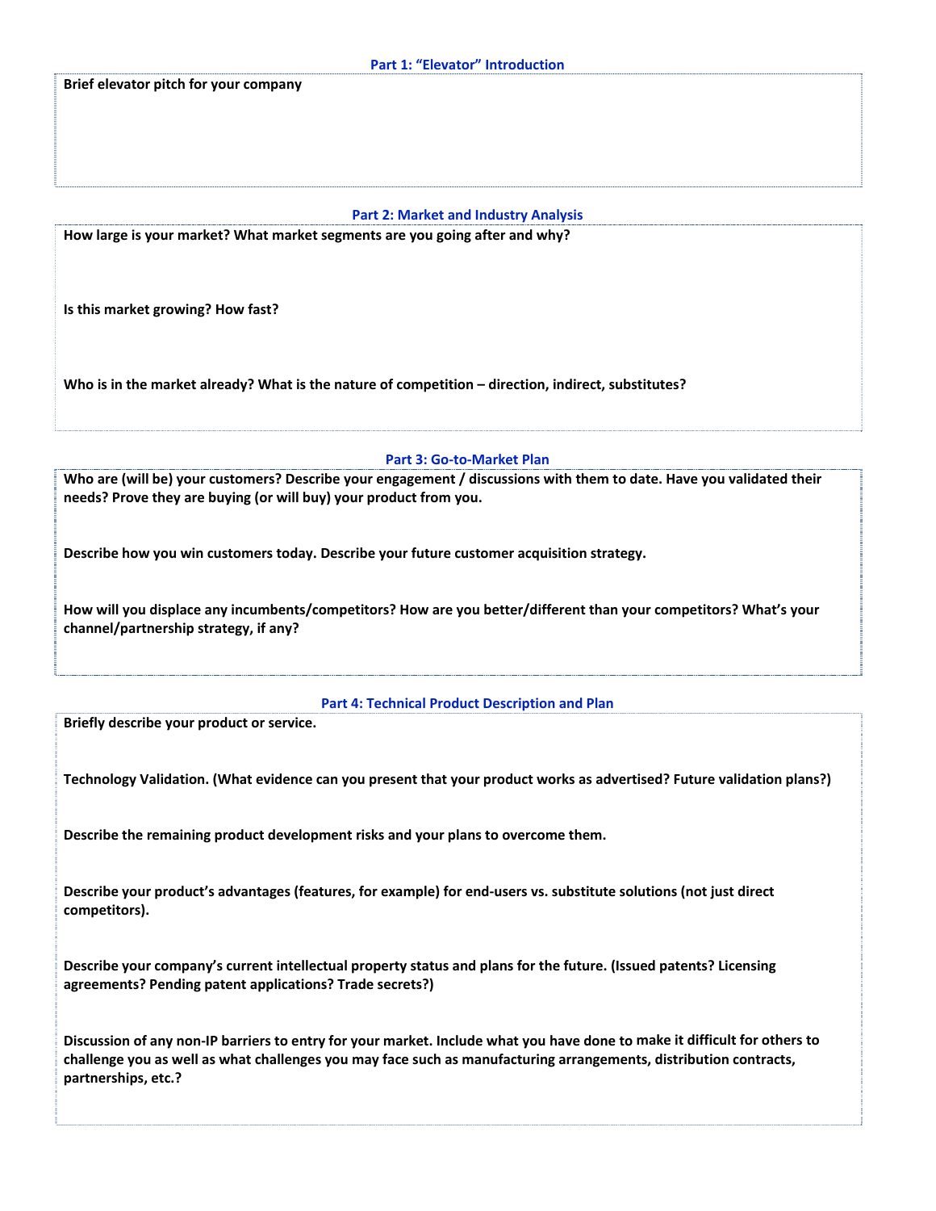## Part 1: "Elevator" Introduction

**Brief elevator pitch for your company**

## Part 2: Market and Industry Analysis

**How large is your market? What market segments are you going after and why?**

**Is this market growing? How fast?**

**Who is in the market already? What is the nature of competition – direction, indirect, substitutes?**

## Part 3: Go-to-Market Plan

**Who are (will be) your customers? Describe your engagement / discussions with them to date. Have you validated their needs? Prove they are buying (or will buy) your product from you.**

**Describe how you win customers today. Describe your future customer acquisition strategy.**

**How will you displace any incumbents/competitors? How are you better/different than your competitors? What's your channel/partnership strategy, if any?**

## Part 4: Technical Product Description and Plan

**Briefly describe your product or service.**

**Technology Validation. (What evidence can you present that your product works as advertised? Future validation plans?)**

**Describe the remaining product development risks and your plans to overcome them.**

**Describe your product's advantages (features, for example) for end-users vs. substitute solutions (not just direct competitors).**

**Describe your company's current intellectual property status and plans for the future. (Issued patents? Licensing agreements? Pending patent applications? Trade secrets?)**

**Discussion of any non-IP barriers to entry for your market. Include what you have done to make it difficult for others to challenge you as well as what challenges you may face such as manufacturing arrangements, distribution contracts, partnerships, etc.?**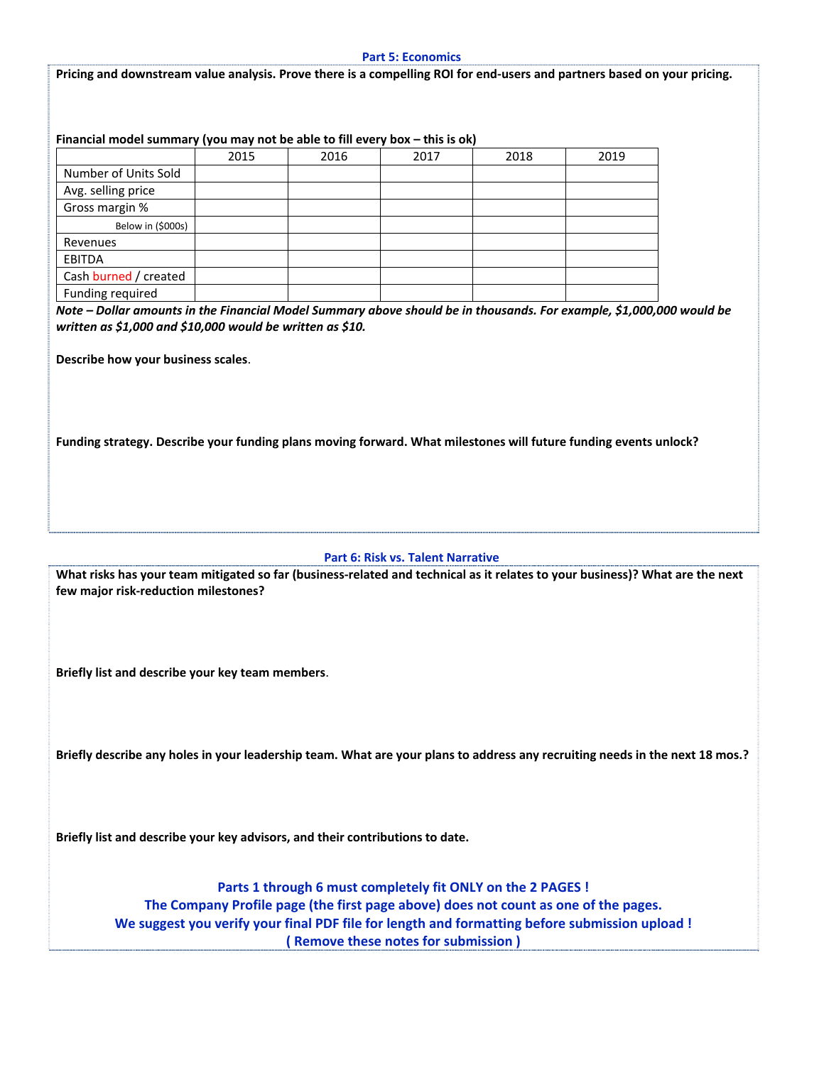## Part 5: Economics

**Pricing and downstream value analysis. Prove there is a compelling ROI for end-users and partners based on your pricing.**

**Financial model summary (you may not be able to fill every box – this is ok)**

| | 2015 | 2016 | 2017 | 2018 | 2019 |
|---|---|---|---|---|---|
| Number of Units Sold | | | | | |
| Avg. selling price | | | | | |
| Gross margin % | | | | | |
| Below in ($000s) | | | | | |
| Revenues | | | | | |
| EBITDA | | | | | |
| Cash burned / created | | | | | |
| Funding required | | | | | |

***Note – Dollar amounts in the Financial Model Summary above should be in thousands. For example, $1,000,000 would be written as $1,000 and $10,000 would be written as $10.***

**Describe how your business scales**.

**Funding strategy. Describe your funding plans moving forward. What milestones will future funding events unlock?**

## Part 6: Risk vs. Talent Narrative

**What risks has your team mitigated so far (business-related and technical as it relates to your business)? What are the next few major risk-reduction milestones?**

**Briefly list and describe your key team members**.

**Briefly describe any holes in your leadership team. What are your plans to address any recruiting needs in the next 18 mos.?**

**Briefly list and describe your key advisors, and their contributions to date.**

**Parts 1 through 6 must completely fit ONLY on the 2 PAGES !**
**The Company Profile page (the first page above) does not count as one of the pages.**
**We suggest you verify your final PDF file for length and formatting before submission upload !**
**( Remove these notes for submission )**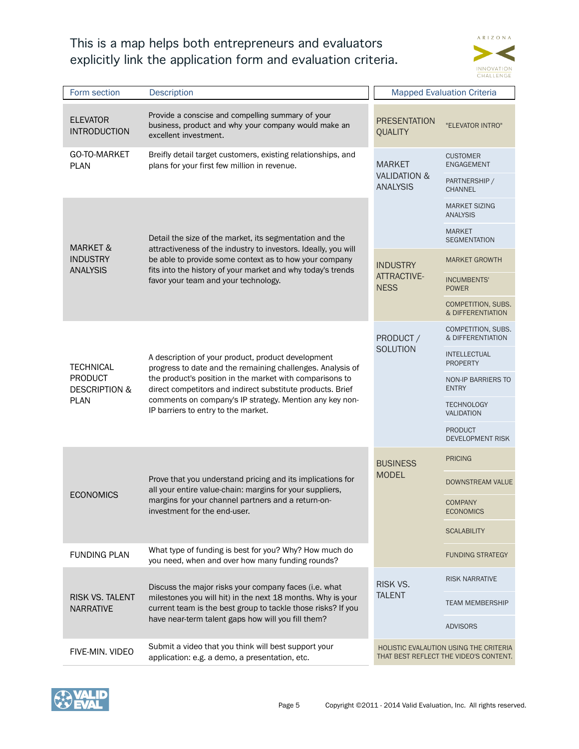This is a map helps both entrepreneurs and evaluators explicitly link the application form and evaluation criteria.

| Form section | Description | Mapped Evaluation Criteria | |
|---|---|---|---|
| ELEVATOR INTRODUCTION | Provide a conscise and compelling summary of your business, product and why your company would make an excellent investment. | PRESENTATION QUALITY | "ELEVATOR INTRO" |
| GO-TO-MARKET PLAN | Breifly detail target customers, existing relationships, and plans for your first few million in revenue. | MARKET VALIDATION & ANALYSIS | CUSTOMER ENGAGEMENT |
| | | | PARTNERSHIP / CHANNEL |
| MARKET & INDUSTRY ANALYSIS | Detail the size of the market, its segmentation and the attractiveness of the industry to investors. Ideally, you will be able to provide some context as to how your company fits into the history of your market and why today's trends favor your team and your technology. | | MARKET SIZING ANALYSIS |
| | | | MARKET SEGMENTATION |
| | | INDUSTRY ATTRACTIVE-NESS | MARKET GROWTH |
| | | | INCUMBENTS' POWER |
| | | | COMPETITION, SUBS. & DIFFERENTIATION |
| TECHNICAL PRODUCT DESCRIPTION & PLAN | A description of your product, product development progress to date and the remaining challenges. Analysis of the product's position in the market with comparisons to direct competitors and indirect substitute products. Brief comments on company's IP strategy. Mention any key non-IP barriers to entry to the market. | PRODUCT / SOLUTION | COMPETITION, SUBS. & DIFFERENTIATION |
| | | | INTELLECTUAL PROPERTY |
| | | | NON-IP BARRIERS TO ENTRY |
| | | | TECHNOLOGY VALIDATION |
| | | | PRODUCT DEVELOPMENT RISK |
| ECONOMICS | Prove that you understand pricing and its implications for all your entire value-chain: margins for your suppliers, margins for your channel partners and a return-on-investment for the end-user. | BUSINESS MODEL | PRICING |
| | | | DOWNSTREAM VALUE |
| | | | COMPANY ECONOMICS |
| | | | SCALABILITY |
| FUNDING PLAN | What type of funding is best for you? Why? How much do you need, when and over how many funding rounds? | | FUNDING STRATEGY |
| RISK VS. TALENT NARRATIVE | Discuss the major risks your company faces (i.e. what milestones you will hit) in the next 18 months. Why is your current team is the best group to tackle those risks? If you have near-term talent gaps how will you fill them? | RISK VS. TALENT | RISK NARRATIVE |
| | | | TEAM MEMBERSHIP |
| | | | ADVISORS |
| FIVE-MIN. VIDEO | Submit a video that you think will best support your application: e.g. a demo, a presentation, etc. | HOLISTIC EVALAUTION USING THE CRITERIA THAT BEST REFLECT THE VIDEO'S CONTENT. | |

Copyright ©2011 - 2014 Valid Evaluation, Inc. All rights reserved.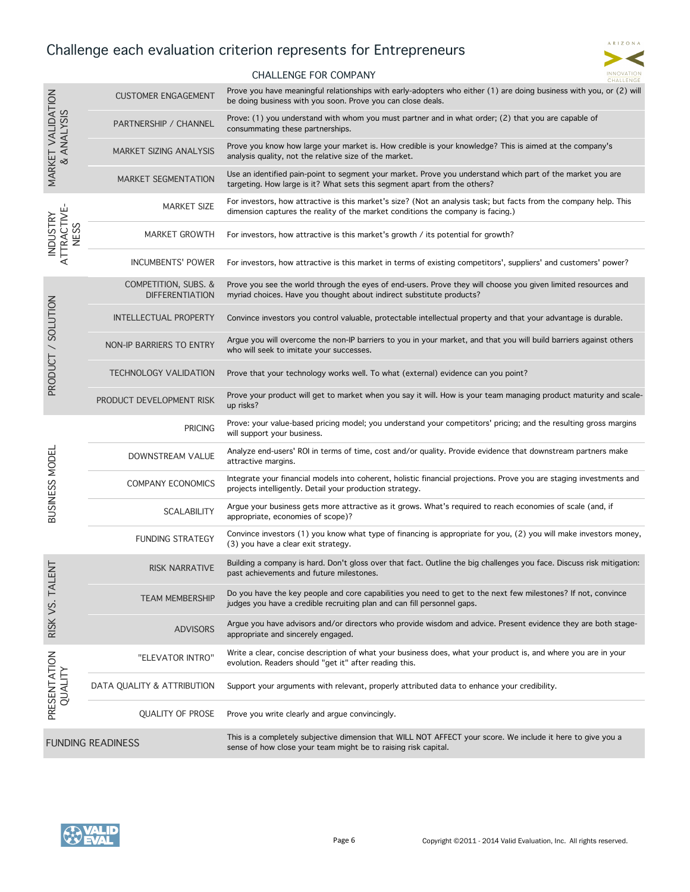# Challenge each evaluation criterion represents for Entrepreneurs

| | | CHALLENGE FOR COMPANY |
|---|---|---|
| MARKET VALIDATION & ANALYSIS | CUSTOMER ENGAGEMENT | Prove you have meaningful relationships with early-adopters who either (1) are doing business with you, or (2) will be doing business with you soon. Prove you can close deals. |
| | PARTNERSHIP / CHANNEL | Prove: (1) you understand with whom you must partner and in what order; (2) that you are capable of consummating these partnerships. |
| | MARKET SIZING ANALYSIS | Prove you know how large your market is. How credible is your knowledge? This is aimed at the company's analysis quality, not the relative size of the market. |
| | MARKET SEGMENTATION | Use an identified pain-point to segment your market. Prove you understand which part of the market you are targeting. How large is it? What sets this segment apart from the others? |
| INDUSTRY ATTRACTIVE-NESS | MARKET SIZE | For investors, how attractive is this market's size? (Not an analysis task; but facts from the company help. This dimension captures the reality of the market conditions the company is facing.) |
| | MARKET GROWTH | For investors, how attractive is this market's growth / its potential for growth? |
| | INCUMBENTS' POWER | For investors, how attractive is this market in terms of existing competitors', suppliers' and customers' power? |
| PRODUCT / SOLUTION | COMPETITION, SUBS. & DIFFERENTIATION | Prove you see the world through the eyes of end-users. Prove they will choose you given limited resources and myriad choices. Have you thought about indirect substitute products? |
| | INTELLECTUAL PROPERTY | Convince investors you control valuable, protectable intellectual property and that your advantage is durable. |
| | NON-IP BARRIERS TO ENTRY | Argue you will overcome the non-IP barriers to you in your market, and that you will build barriers against others who will seek to imitate your successes. |
| | TECHNOLOGY VALIDATION | Prove that your technology works well. To what (external) evidence can you point? |
| | PRODUCT DEVELOPMENT RISK | Prove your product will get to market when you say it will. How is your team managing product maturity and scale-up risks? |
| BUSINESS MODEL | PRICING | Prove: your value-based pricing model; you understand your competitors' pricing; and the resulting gross margins will support your business. |
| | DOWNSTREAM VALUE | Analyze end-users' ROI in terms of time, cost and/or quality. Provide evidence that downstream partners make attractive margins. |
| | COMPANY ECONOMICS | Integrate your financial models into coherent, holistic financial projections. Prove you are staging investments and projects intelligently. Detail your production strategy. |
| | SCALABILITY | Argue your business gets more attractive as it grows. What's required to reach economies of scale (and, if appropriate, economies of scope)? |
| | FUNDING STRATEGY | Convince investors (1) you know what type of financing is appropriate for you, (2) you will make investors money, (3) you have a clear exit strategy. |
| RISK VS. TALENT | RISK NARRATIVE | Building a company is hard. Don't gloss over that fact. Outline the big challenges you face. Discuss risk mitigation: past achievements and future milestones. |
| | TEAM MEMBERSHIP | Do you have the key people and core capabilities you need to get to the next few milestones? If not, convince judges you have a credible recruiting plan and can fill personnel gaps. |
| | ADVISORS | Argue you have advisors and/or directors who provide wisdom and advice. Present evidence they are both stage-appropriate and sincerely engaged. |
| PRESENTATION QUALITY | "ELEVATOR INTRO" | Write a clear, concise description of what your business does, what your product is, and where you are in your evolution. Readers should "get it" after reading this. |
| | DATA QUALITY & ATTRIBUTION | Support your arguments with relevant, properly attributed data to enhance your credibility. |
| | QUALITY OF PROSE | Prove you write clearly and argue convincingly. |
| FUNDING READINESS | | This is a completely subjective dimension that WILL NOT AFFECT your score. We include it here to give you a sense of how close your team might be to raising risk capital. |

Copyright ©2011 - 2014 Valid Evaluation, Inc. All rights reserved.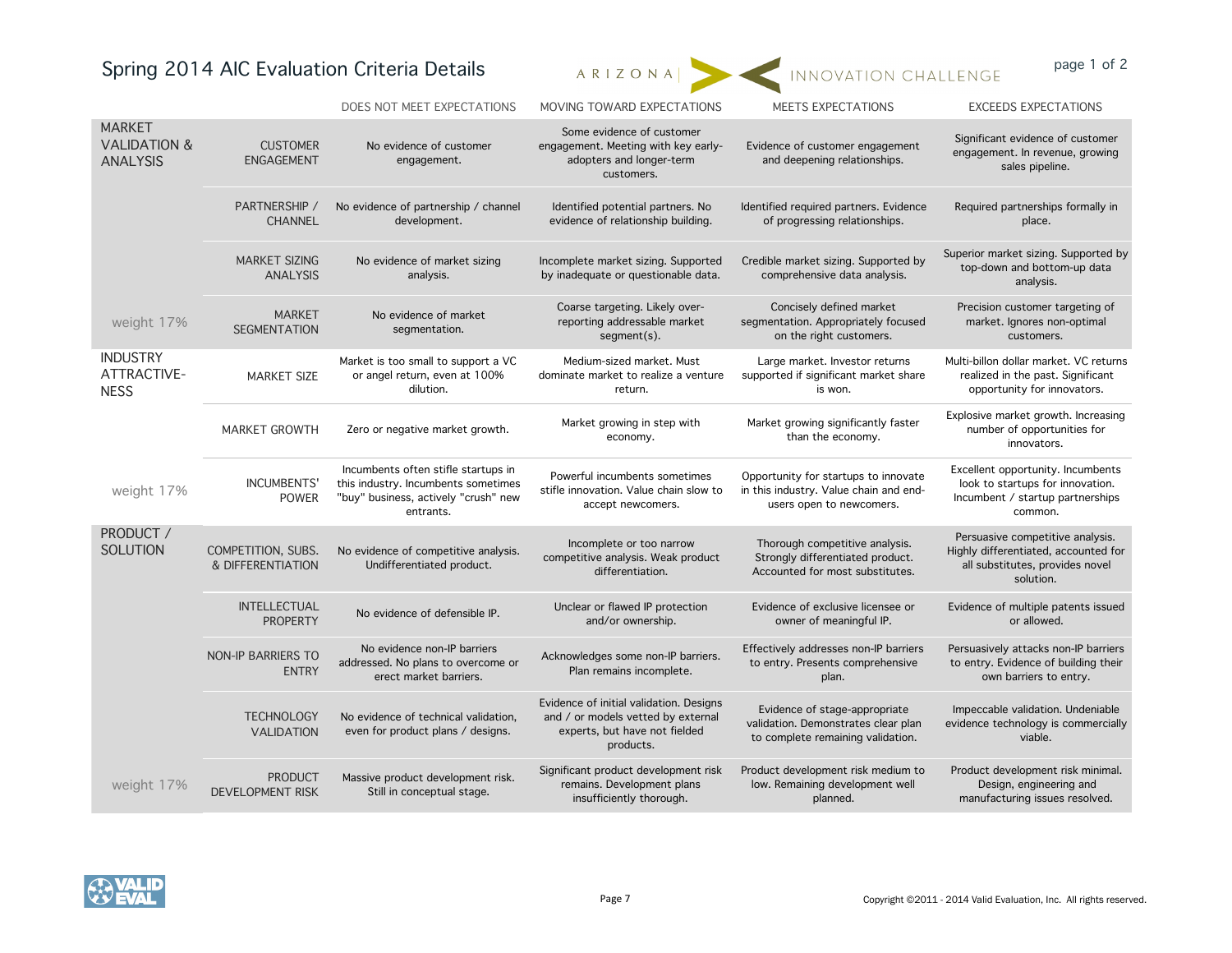# Spring 2014 AIC Evaluation Criteria Details

ARIZONA INNOVATION CHALLENGE

| | | DOES NOT MEET EXPECTATIONS | MOVING TOWARD EXPECTATIONS | MEETS EXPECTATIONS | EXCEEDS EXPECTATIONS |
|---|---|---|---|---|---|
| MARKET VALIDATION & ANALYSIS | CUSTOMER ENGAGEMENT | No evidence of customer engagement. | Some evidence of customer engagement. Meeting with key early-adopters and longer-term customers. | Evidence of customer engagement and deepening relationships. | Significant evidence of customer engagement. In revenue, growing sales pipeline. |
| | PARTNERSHIP / CHANNEL | No evidence of partnership / channel development. | Identified potential partners. No evidence of relationship building. | Identified required partners. Evidence of progressing relationships. | Required partnerships formally in place. |
| | MARKET SIZING ANALYSIS | No evidence of market sizing analysis. | Incomplete market sizing. Supported by inadequate or questionable data. | Credible market sizing. Supported by comprehensive data analysis. | Superior market sizing. Supported by top-down and bottom-up data analysis. |
| weight 17% | MARKET SEGMENTATION | No evidence of market segmentation. | Coarse targeting. Likely over-reporting addressable market segment(s). | Concisely defined market segmentation. Appropriately focused on the right customers. | Precision customer targeting of market. Ignores non-optimal customers. |
| INDUSTRY ATTRACTIVE-NESS | MARKET SIZE | Market is too small to support a VC or angel return, even at 100% dilution. | Medium-sized market. Must dominate market to realize a venture return. | Large market. Investor returns supported if significant market share is won. | Multi-billon dollar market. VC returns realized in the past. Significant opportunity for innovators. |
| | MARKET GROWTH | Zero or negative market growth. | Market growing in step with economy. | Market growing significantly faster than the economy. | Explosive market growth. Increasing number of opportunities for innovators. |
| weight 17% | INCUMBENTS' POWER | Incumbents often stifle startups in this industry. Incumbents sometimes "buy" business, actively "crush" new entrants. | Powerful incumbents sometimes stifle innovation. Value chain slow to accept newcomers. | Opportunity for startups to innovate in this industry. Value chain and end-users open to newcomers. | Excellent opportunity. Incumbents look to startups for innovation. Incumbent / startup partnerships common. |
| PRODUCT / SOLUTION | COMPETITION, SUBS. & DIFFERENTIATION | No evidence of competitive analysis. Undifferentiated product. | Incomplete or too narrow competitive analysis. Weak product differentiation. | Thorough competitive analysis. Strongly differentiated product. Accounted for most substitutes. | Persuasive competitive analysis. Highly differentiated, accounted for all substitutes, provides novel solution. |
| | INTELLECTUAL PROPERTY | No evidence of defensible IP. | Unclear or flawed IP protection and/or ownership. | Evidence of exclusive licensee or owner of meaningful IP. | Evidence of multiple patents issued or allowed. |
| | NON-IP BARRIERS TO ENTRY | No evidence non-IP barriers addressed. No plans to overcome or erect market barriers. | Acknowledges some non-IP barriers. Plan remains incomplete. | Effectively addresses non-IP barriers to entry. Presents comprehensive plan. | Persuasively attacks non-IP barriers to entry. Evidence of building their own barriers to entry. |
| | TECHNOLOGY VALIDATION | No evidence of technical validation, even for product plans / designs. | Evidence of initial validation. Designs and / or models vetted by external experts, but have not fielded products. | Evidence of stage-appropriate validation. Demonstrates clear plan to complete remaining validation. | Impeccable validation. Undeniable evidence technology is commercially viable. |
| weight 17% | PRODUCT DEVELOPMENT RISK | Massive product development risk. Still in conceptual stage. | Significant product development risk remains. Development plans insufficiently thorough. | Product development risk medium to low. Remaining development well planned. | Product development risk minimal. Design, engineering and manufacturing issues resolved. |

Copyright ©2011 - 2014 Valid Evaluation, Inc. All rights reserved.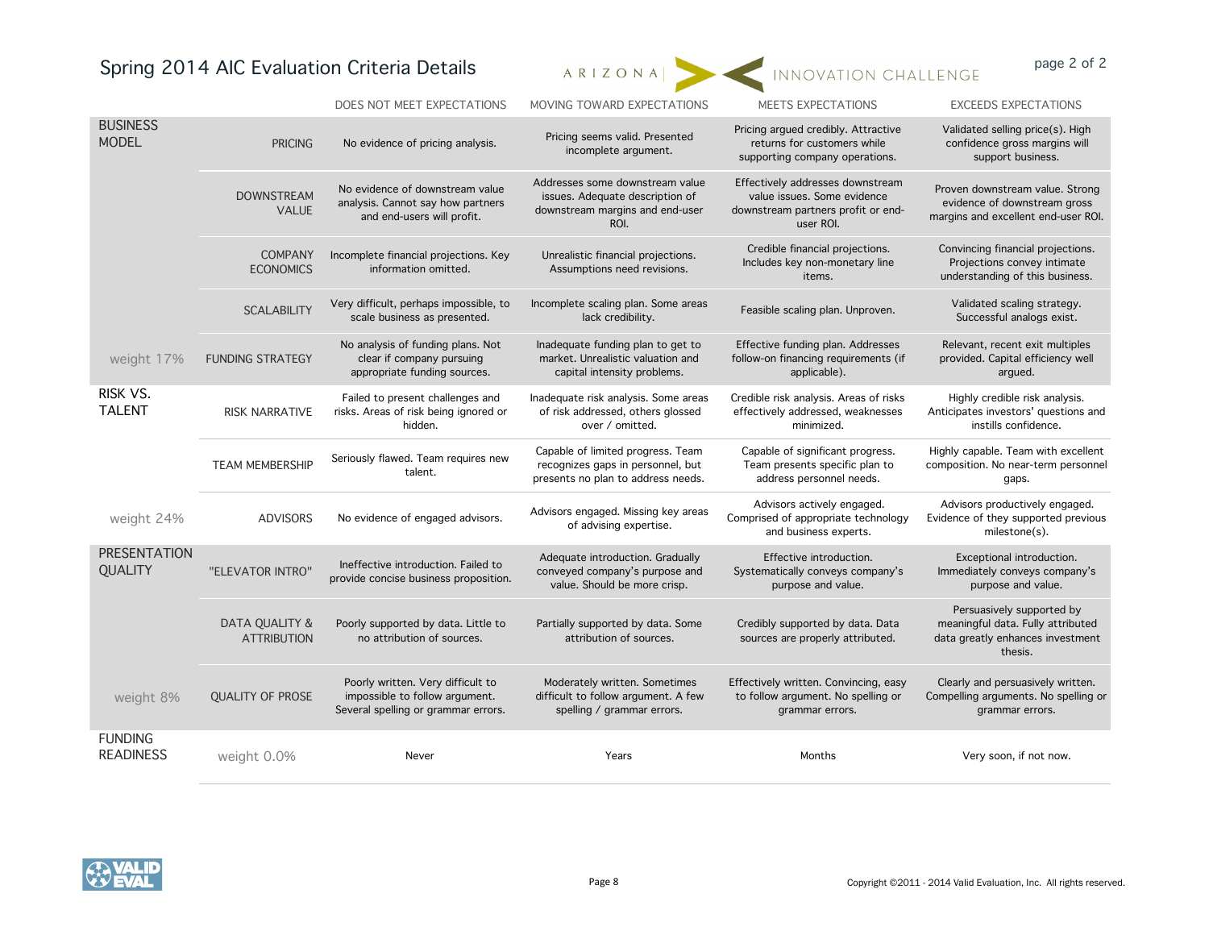# Spring 2014 AIC Evaluation Criteria Details

ARIZONA INNOVATION CHALLENGE

| Category | Criterion | DOES NOT MEET EXPECTATIONS | MOVING TOWARD EXPECTATIONS | MEETS EXPECTATIONS | EXCEEDS EXPECTATIONS |
|---|---|---|---|---|---|
| BUSINESS MODEL | PRICING | No evidence of pricing analysis. | Pricing seems valid. Presented incomplete argument. | Pricing argued credibly. Attractive returns for customers while supporting company operations. | Validated selling price(s). High confidence gross margins will support business. |
| | DOWNSTREAM VALUE | No evidence of downstream value analysis. Cannot say how partners and end-users will profit. | Addresses some downstream value issues. Adequate description of downstream margins and end-user ROI. | Effectively addresses downstream value issues. Some evidence downstream partners profit or end-user ROI. | Proven downstream value. Strong evidence of downstream gross margins and excellent end-user ROI. |
| | COMPANY ECONOMICS | Incomplete financial projections. Key information omitted. | Unrealistic financial projections. Assumptions need revisions. | Credible financial projections. Includes key non-monetary line items. | Convincing financial projections. Projections convey intimate understanding of this business. |
| | SCALABILITY | Very difficult, perhaps impossible, to scale business as presented. | Incomplete scaling plan. Some areas lack credibility. | Feasible scaling plan. Unproven. | Validated scaling strategy. Successful analogs exist. |
| weight 17% | FUNDING STRATEGY | No analysis of funding plans. Not clear if company pursuing appropriate funding sources. | Inadequate funding plan to get to market. Unrealistic valuation and capital intensity problems. | Effective funding plan. Addresses follow-on financing requirements (if applicable). | Relevant, recent exit multiples provided. Capital efficiency well argued. |
| RISK VS. TALENT | RISK NARRATIVE | Failed to present challenges and risks. Areas of risk being ignored or hidden. | Inadequate risk analysis. Some areas of risk addressed, others glossed over / omitted. | Credible risk analysis. Areas of risks effectively addressed, weaknesses minimized. | Highly credible risk analysis. Anticipates investors' questions and instills confidence. |
| | TEAM MEMBERSHIP | Seriously flawed. Team requires new talent. | Capable of limited progress. Team recognizes gaps in personnel, but presents no plan to address needs. | Capable of significant progress. Team presents specific plan to address personnel needs. | Highly capable. Team with excellent composition. No near-term personnel gaps. |
| weight 24% | ADVISORS | No evidence of engaged advisors. | Advisors engaged. Missing key areas of advising expertise. | Advisors actively engaged. Comprised of appropriate technology and business experts. | Advisors productively engaged. Evidence of they supported previous milestone(s). |
| PRESENTATION QUALITY | "ELEVATOR INTRO" | Ineffective introduction. Failed to provide concise business proposition. | Adequate introduction. Gradually conveyed company's purpose and value. Should be more crisp. | Effective introduction. Systematically conveys company's purpose and value. | Exceptional introduction. Immediately conveys company's purpose and value. |
| | DATA QUALITY & ATTRIBUTION | Poorly supported by data. Little to no attribution of sources. | Partially supported by data. Some attribution of sources. | Credibly supported by data. Data sources are properly attributed. | Persuasively supported by meaningful data. Fully attributed data greatly enhances investment thesis. |
| weight 8% | QUALITY OF PROSE | Poorly written. Very difficult to impossible to follow argument. Several spelling or grammar errors. | Moderately written. Sometimes difficult to follow argument. A few spelling / grammar errors. | Effectively written. Convincing, easy to follow argument. No spelling or grammar errors. | Clearly and persuasively written. Compelling arguments. No spelling or grammar errors. |
| FUNDING READINESS | weight 0.0% | Never | Years | Months | Very soon, if not now. |

Copyright ©2011 - 2014 Valid Evaluation, Inc. All rights reserved.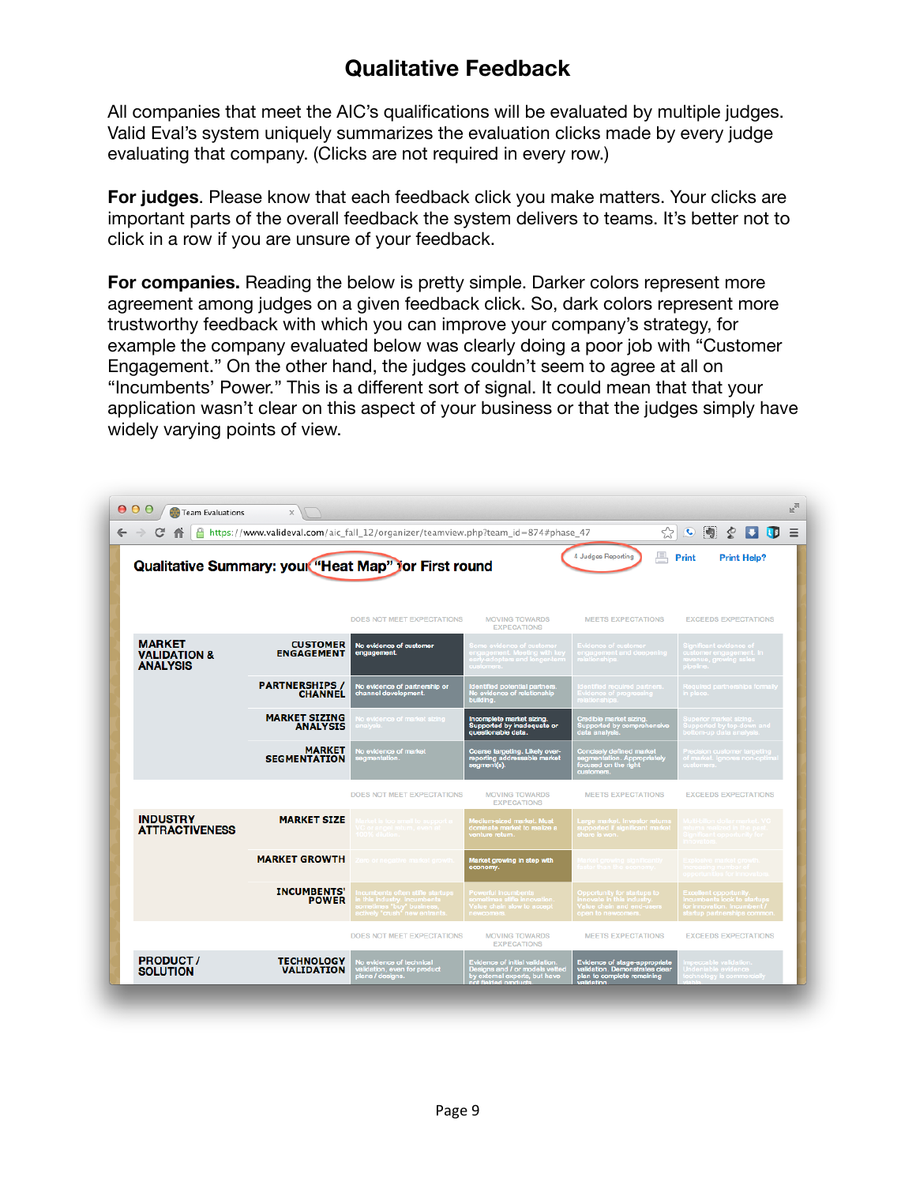# Qualitative Feedback

All companies that meet the AIC's qualifications will be evaluated by multiple judges. Valid Eval's system uniquely summarizes the evaluation clicks made by every judge evaluating that company. (Clicks are not required in every row.)

**For judges**. Please know that each feedback click you make matters. Your clicks are important parts of the overall feedback the system delivers to teams. It's better not to click in a row if you are unsure of your feedback.

**For companies.** Reading the below is pretty simple. Darker colors represent more agreement among judges on a given feedback click. So, dark colors represent more trustworthy feedback with which you can improve your company's strategy, for example the company evaluated below was clearly doing a poor job with "Customer Engagement." On the other hand, the judges couldn't seem to agree at all on "Incumbents' Power." This is a different sort of signal. It could mean that that your application wasn't clear on this aspect of your business or that the judges simply have widely varying points of view.

**Qualitative Summary: your "Heat Map" for First round**

4 Judges Reporting | Print | Print Help?

| | | DOES NOT MEET EXPECTATIONS | MOVING TOWARDS EXPECATIONS | MEETS EXPECTATIONS | EXCEEDS EXPECTATIONS |
|---|---|---|---|---|---|
| MARKET VALIDATION & ANALYSIS | CUSTOMER ENGAGEMENT | No evidence of customer engagement. | Some evidence of customer engagement. Meeting with key early-adopters and longer-term customers. | Evidence of customer engagement and deepening relationships. | Significant evidence of customer engagement. In revenue, growing sales pipeline. |
| | PARTNERSHIPS / CHANNEL | No evidence of partnership or channel development. | Identified potential partners. No evidence of relationship building. | Identified required partners. Evidence of progressing relationships. | Required partnerships formally in place. |
| | MARKET SIZING ANALYSIS | No evidence of market sizing analysis. | Incomplete market sizing. Supported by inadequate or questionable data. | Credible market sizing. Supported by comprehensive data analysis. | Superior market sizing. Supported by top-down and bottom-up data analysis. |
| | MARKET SEGMENTATION | No evidence of market segmentation. | Coarse targeting. Likely over-reporting addressable market segment(s). | Concisely defined market segmentation. Appropriately focused on the right customers. | Precision customer targeting of market. Ignores non-optimal customers. |
| INDUSTRY ATTRACTIVENESS | MARKET SIZE | Market is too small to support a VC or angel return, even at 100% dilution. | Medium-sized market. Must dominate market to realize a venture return. | Large market. Investor returns supported if significant market share is won. | Multi-billion dollar market. VC returns realized in the past. Significant opportunity for innovation. |
| | MARKET GROWTH | Zero or negative market growth. | Market growing in step with economy. | Market growing significantly faster than the economy. | Explosive market growth increasing number of opportunities for innovators. |
| | INCUMBENTS' POWER | Incumbents often stifle startups in this industry. Incumbents sometimes "buy" business, actively "crush" new entrants. | Powerful incumbents sometimes stifle innovation. Value chain slow to accept newcomers. | Opportunity for startups to innovate in this industry. Value chain and end-users open to newcomers. | Excellent opportunity, incumbents look to startups for innovation. Incumbent / startup partnerships common. |
| PRODUCT / SOLUTION | TECHNOLOGY VALIDATION | No evidence of technical validation, even for product plans / designs. | Evidence of initial validation. Designs and / or models vetted by external experts, but have not fielded products. | Evidence of stage-appropriate validation. Demonstrates clear plan to complete remaining validation. | Impeccable validation. Undeniable evidence technology is commercially ... |